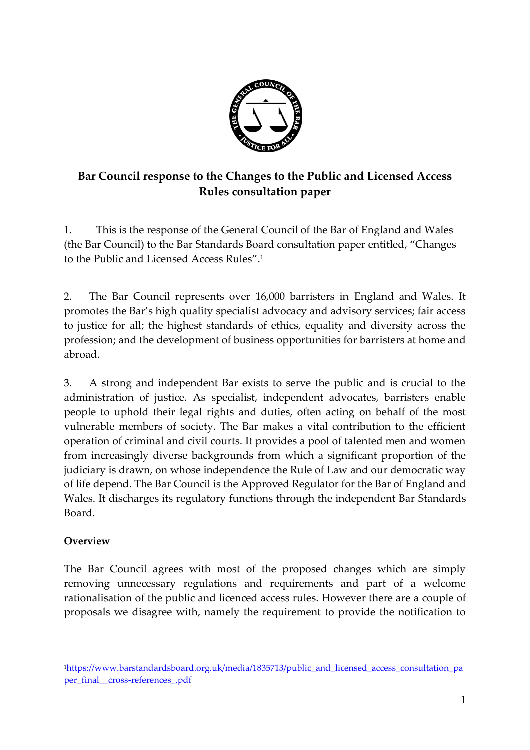# Bar Council response to the Changes to the Public and Licensed Access Rules consultation paper

1. This is the response of the General Council of the Bar of England and Wales (the Bar Council) to the Bar Standards Board consultation paper entitled, "Changes to the Public and Licensed Access Rules".[1]

2. The Bar Council represents over 16,000 barristers in England and Wales. It promotes the Bar's high quality specialist advocacy and advisory services; fair access to justice for all; the highest standards of ethics, equality and diversity across the profession; and the development of business opportunities for barristers at home and abroad.

3. A strong and independent Bar exists to serve the public and is crucial to the administration of justice. As specialist, independent advocates, barristers enable people to uphold their legal rights and duties, often acting on behalf of the most vulnerable members of society. The Bar makes a vital contribution to the efficient operation of criminal and civil courts. It provides a pool of talented men and women from increasingly diverse backgrounds from which a significant proportion of the judiciary is drawn, on whose independence the Rule of Law and our democratic way of life depend. The Bar Council is the Approved Regulator for the Bar of England and Wales. It discharges its regulatory functions through the independent Bar Standards Board.

**Overview**

The Bar Council agrees with most of the proposed changes which are simply removing unnecessary regulations and requirements and part of a welcome rationalisation of the public and licenced access rules. However there are a couple of proposals we disagree with, namely the requirement to provide the notification to

[1] https://www.barstandardsboard.org.uk/media/1835713/public_and_licensed_access_consultation_paper_final__cross-references_.pdf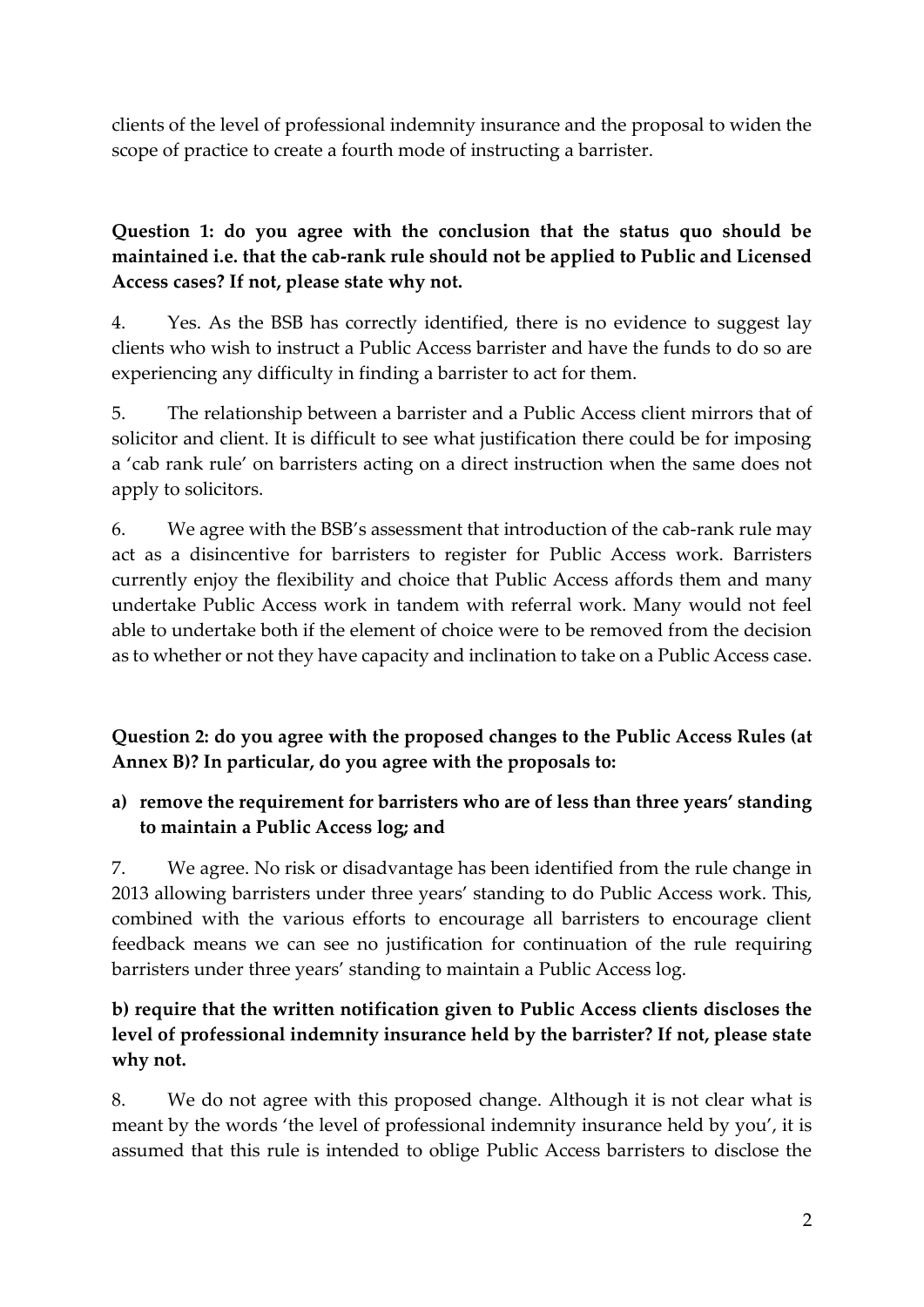clients of the level of professional indemnity insurance and the proposal to widen the scope of practice to create a fourth mode of instructing a barrister.

**Question 1: do you agree with the conclusion that the status quo should be maintained i.e. that the cab-rank rule should not be applied to Public and Licensed Access cases? If not, please state why not.**

4. Yes. As the BSB has correctly identified, there is no evidence to suggest lay clients who wish to instruct a Public Access barrister and have the funds to do so are experiencing any difficulty in finding a barrister to act for them.

5. The relationship between a barrister and a Public Access client mirrors that of solicitor and client. It is difficult to see what justification there could be for imposing a 'cab rank rule' on barristers acting on a direct instruction when the same does not apply to solicitors.

6. We agree with the BSB's assessment that introduction of the cab-rank rule may act as a disincentive for barristers to register for Public Access work. Barristers currently enjoy the flexibility and choice that Public Access affords them and many undertake Public Access work in tandem with referral work. Many would not feel able to undertake both if the element of choice were to be removed from the decision as to whether or not they have capacity and inclination to take on a Public Access case.

**Question 2: do you agree with the proposed changes to the Public Access Rules (at Annex B)? In particular, do you agree with the proposals to:**

**a) remove the requirement for barristers who are of less than three years' standing to maintain a Public Access log; and**

7. We agree. No risk or disadvantage has been identified from the rule change in 2013 allowing barristers under three years' standing to do Public Access work. This, combined with the various efforts to encourage all barristers to encourage client feedback means we can see no justification for continuation of the rule requiring barristers under three years' standing to maintain a Public Access log.

**b) require that the written notification given to Public Access clients discloses the level of professional indemnity insurance held by the barrister? If not, please state why not.**

8. We do not agree with this proposed change. Although it is not clear what is meant by the words 'the level of professional indemnity insurance held by you', it is assumed that this rule is intended to oblige Public Access barristers to disclose the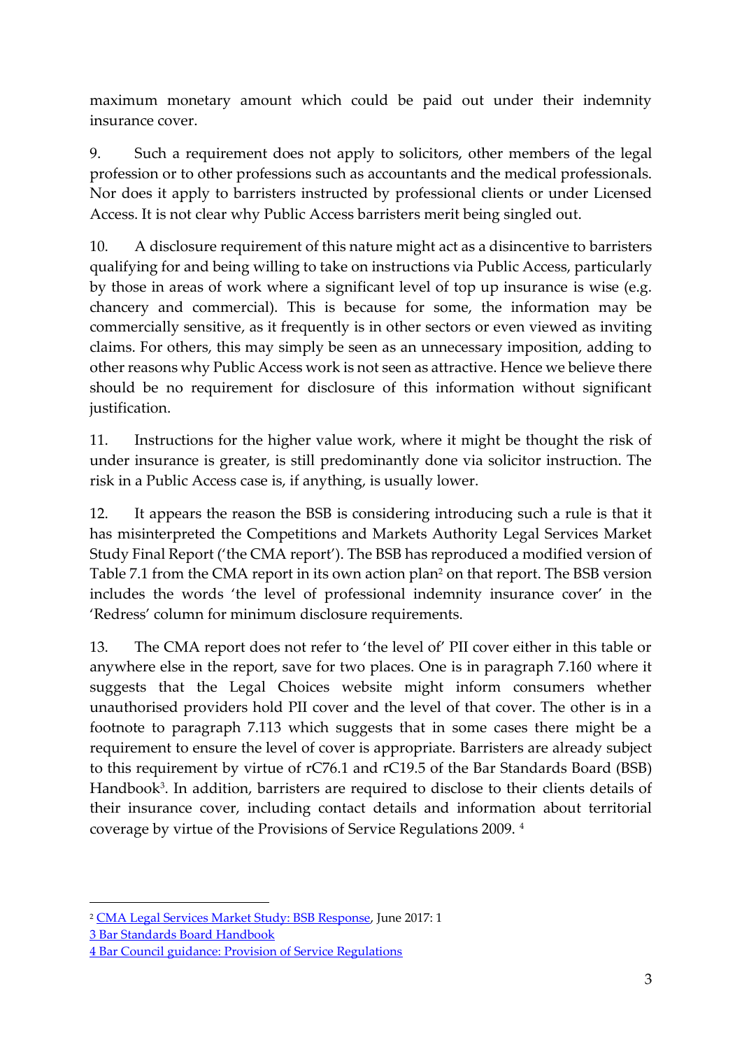maximum monetary amount which could be paid out under their indemnity insurance cover.

9. Such a requirement does not apply to solicitors, other members of the legal profession or to other professions such as accountants and the medical professionals. Nor does it apply to barristers instructed by professional clients or under Licensed Access. It is not clear why Public Access barristers merit being singled out.

10. A disclosure requirement of this nature might act as a disincentive to barristers qualifying for and being willing to take on instructions via Public Access, particularly by those in areas of work where a significant level of top up insurance is wise (e.g. chancery and commercial). This is because for some, the information may be commercially sensitive, as it frequently is in other sectors or even viewed as inviting claims. For others, this may simply be seen as an unnecessary imposition, adding to other reasons why Public Access work is not seen as attractive. Hence we believe there should be no requirement for disclosure of this information without significant justification.

11. Instructions for the higher value work, where it might be thought the risk of under insurance is greater, is still predominantly done via solicitor instruction. The risk in a Public Access case is, if anything, is usually lower.

12. It appears the reason the BSB is considering introducing such a rule is that it has misinterpreted the Competitions and Markets Authority Legal Services Market Study Final Report ('the CMA report'). The BSB has reproduced a modified version of Table 7.1 from the CMA report in its own action plan[2] on that report. The BSB version includes the words 'the level of professional indemnity insurance cover' in the 'Redress' column for minimum disclosure requirements.

13. The CMA report does not refer to 'the level of' PII cover either in this table or anywhere else in the report, save for two places. One is in paragraph 7.160 where it suggests that the Legal Choices website might inform consumers whether unauthorised providers hold PII cover and the level of that cover. The other is in a footnote to paragraph 7.113 which suggests that in some cases there might be a requirement to ensure the level of cover is appropriate. Barristers are already subject to this requirement by virtue of rC76.1 and rC19.5 of the Bar Standards Board (BSB) Handbook[3]. In addition, barristers are required to disclose to their clients details of their insurance cover, including contact details and information about territorial coverage by virtue of the Provisions of Service Regulations 2009. [4]

---

[2] CMA Legal Services Market Study: BSB Response, June 2017: 1

[3] Bar Standards Board Handbook

[4] Bar Council guidance: Provision of Service Regulations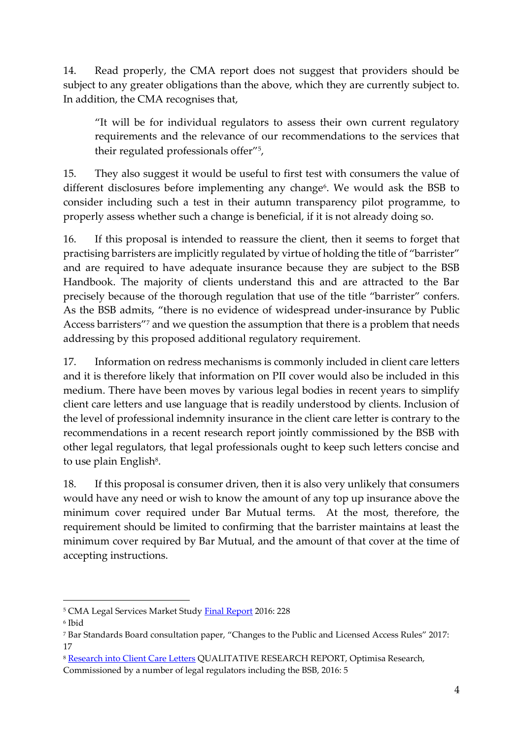14. Read properly, the CMA report does not suggest that providers should be subject to any greater obligations than the above, which they are currently subject to. In addition, the CMA recognises that,

> "It will be for individual regulators to assess their own current regulatory requirements and the relevance of our recommendations to the services that their regulated professionals offer"[5],

15. They also suggest it would be useful to first test with consumers the value of different disclosures before implementing any change[6]. We would ask the BSB to consider including such a test in their autumn transparency pilot programme, to properly assess whether such a change is beneficial, if it is not already doing so.

16. If this proposal is intended to reassure the client, then it seems to forget that practising barristers are implicitly regulated by virtue of holding the title of "barrister" and are required to have adequate insurance because they are subject to the BSB Handbook. The majority of clients understand this and are attracted to the Bar precisely because of the thorough regulation that use of the title "barrister" confers. As the BSB admits, "there is no evidence of widespread under-insurance by Public Access barristers"[7] and we question the assumption that there is a problem that needs addressing by this proposed additional regulatory requirement.

17. Information on redress mechanisms is commonly included in client care letters and it is therefore likely that information on PII cover would also be included in this medium. There have been moves by various legal bodies in recent years to simplify client care letters and use language that is readily understood by clients. Inclusion of the level of professional indemnity insurance in the client care letter is contrary to the recommendations in a recent research report jointly commissioned by the BSB with other legal regulators, that legal professionals ought to keep such letters concise and to use plain English[8].

18. If this proposal is consumer driven, then it is also very unlikely that consumers would have any need or wish to know the amount of any top up insurance above the minimum cover required under Bar Mutual terms. At the most, therefore, the requirement should be limited to confirming that the barrister maintains at least the minimum cover required by Bar Mutual, and the amount of that cover at the time of accepting instructions.

---

[5] CMA Legal Services Market Study Final Report 2016: 228

[6] Ibid

[7] Bar Standards Board consultation paper, "Changes to the Public and Licensed Access Rules" 2017: 17

[8] Research into Client Care Letters QUALITATIVE RESEARCH REPORT, Optimisa Research, Commissioned by a number of legal regulators including the BSB, 2016: 5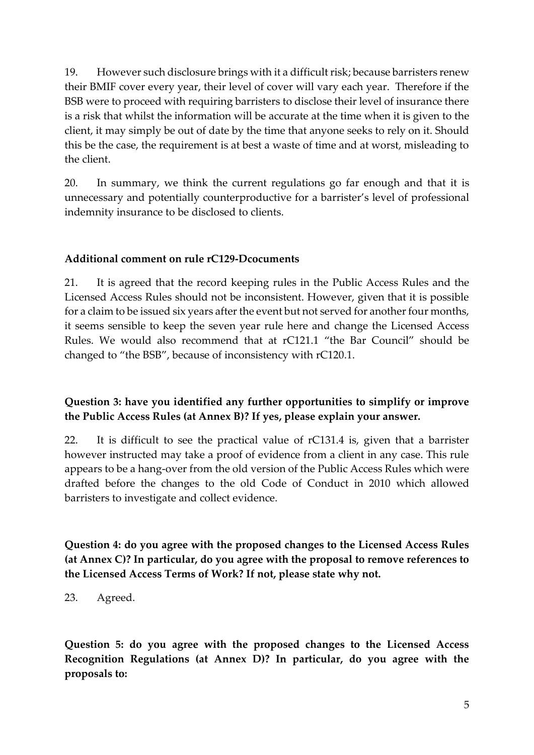19. However such disclosure brings with it a difficult risk; because barristers renew their BMIF cover every year, their level of cover will vary each year. Therefore if the BSB were to proceed with requiring barristers to disclose their level of insurance there is a risk that whilst the information will be accurate at the time when it is given to the client, it may simply be out of date by the time that anyone seeks to rely on it. Should this be the case, the requirement is at best a waste of time and at worst, misleading to the client.

20. In summary, we think the current regulations go far enough and that it is unnecessary and potentially counterproductive for a barrister's level of professional indemnity insurance to be disclosed to clients.

**Additional comment on rule rC129-Dcocuments**

21. It is agreed that the record keeping rules in the Public Access Rules and the Licensed Access Rules should not be inconsistent. However, given that it is possible for a claim to be issued six years after the event but not served for another four months, it seems sensible to keep the seven year rule here and change the Licensed Access Rules. We would also recommend that at rC121.1 "the Bar Council" should be changed to "the BSB", because of inconsistency with rC120.1.

**Question 3: have you identified any further opportunities to simplify or improve the Public Access Rules (at Annex B)? If yes, please explain your answer.**

22. It is difficult to see the practical value of rC131.4 is, given that a barrister however instructed may take a proof of evidence from a client in any case. This rule appears to be a hang-over from the old version of the Public Access Rules which were drafted before the changes to the old Code of Conduct in 2010 which allowed barristers to investigate and collect evidence.

**Question 4: do you agree with the proposed changes to the Licensed Access Rules (at Annex C)? In particular, do you agree with the proposal to remove references to the Licensed Access Terms of Work? If not, please state why not.**

23. Agreed.

**Question 5: do you agree with the proposed changes to the Licensed Access Recognition Regulations (at Annex D)? In particular, do you agree with the proposals to:**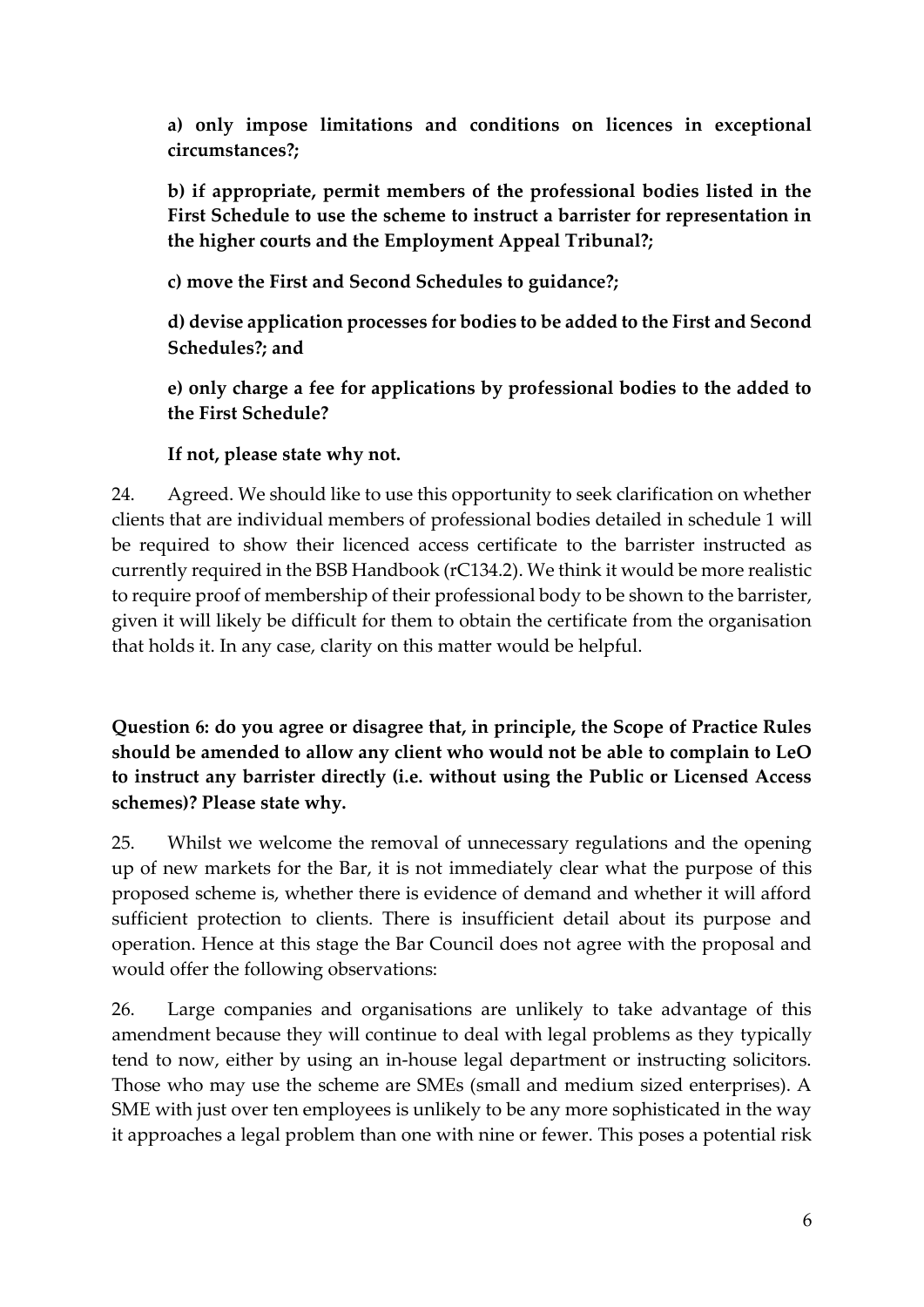**a) only impose limitations and conditions on licences in exceptional circumstances?;**

**b) if appropriate, permit members of the professional bodies listed in the First Schedule to use the scheme to instruct a barrister for representation in the higher courts and the Employment Appeal Tribunal?;**

**c) move the First and Second Schedules to guidance?;**

**d) devise application processes for bodies to be added to the First and Second Schedules?; and**

**e) only charge a fee for applications by professional bodies to the added to the First Schedule?**

**If not, please state why not.**

24. Agreed. We should like to use this opportunity to seek clarification on whether clients that are individual members of professional bodies detailed in schedule 1 will be required to show their licenced access certificate to the barrister instructed as currently required in the BSB Handbook (rC134.2). We think it would be more realistic to require proof of membership of their professional body to be shown to the barrister, given it will likely be difficult for them to obtain the certificate from the organisation that holds it. In any case, clarity on this matter would be helpful.

**Question 6: do you agree or disagree that, in principle, the Scope of Practice Rules should be amended to allow any client who would not be able to complain to LeO to instruct any barrister directly (i.e. without using the Public or Licensed Access schemes)? Please state why.**

25. Whilst we welcome the removal of unnecessary regulations and the opening up of new markets for the Bar, it is not immediately clear what the purpose of this proposed scheme is, whether there is evidence of demand and whether it will afford sufficient protection to clients. There is insufficient detail about its purpose and operation. Hence at this stage the Bar Council does not agree with the proposal and would offer the following observations:

26. Large companies and organisations are unlikely to take advantage of this amendment because they will continue to deal with legal problems as they typically tend to now, either by using an in-house legal department or instructing solicitors. Those who may use the scheme are SMEs (small and medium sized enterprises). A SME with just over ten employees is unlikely to be any more sophisticated in the way it approaches a legal problem than one with nine or fewer. This poses a potential risk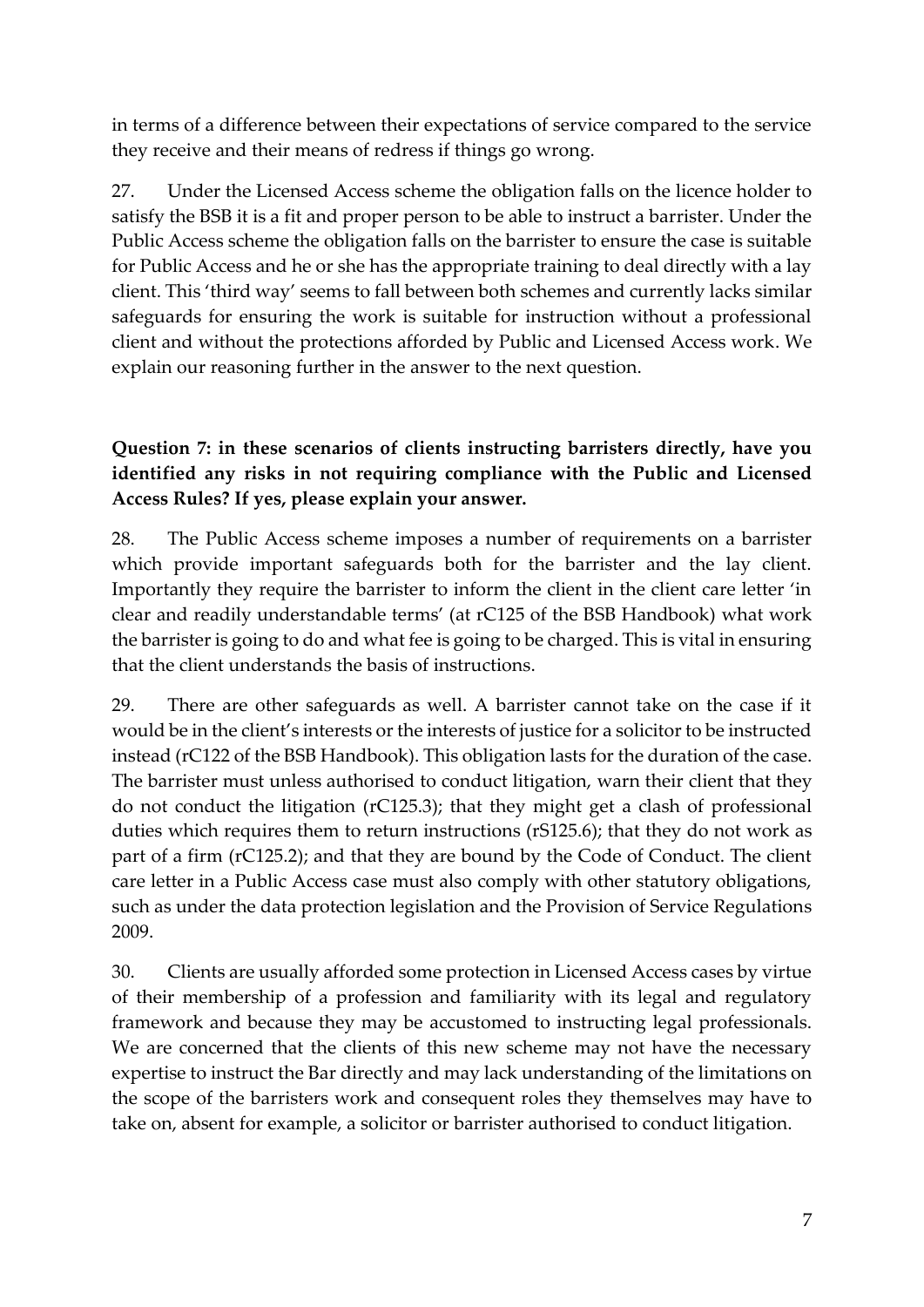in terms of a difference between their expectations of service compared to the service they receive and their means of redress if things go wrong.

27. Under the Licensed Access scheme the obligation falls on the licence holder to satisfy the BSB it is a fit and proper person to be able to instruct a barrister. Under the Public Access scheme the obligation falls on the barrister to ensure the case is suitable for Public Access and he or she has the appropriate training to deal directly with a lay client. This 'third way' seems to fall between both schemes and currently lacks similar safeguards for ensuring the work is suitable for instruction without a professional client and without the protections afforded by Public and Licensed Access work. We explain our reasoning further in the answer to the next question.

**Question 7: in these scenarios of clients instructing barristers directly, have you identified any risks in not requiring compliance with the Public and Licensed Access Rules? If yes, please explain your answer.**

28. The Public Access scheme imposes a number of requirements on a barrister which provide important safeguards both for the barrister and the lay client. Importantly they require the barrister to inform the client in the client care letter 'in clear and readily understandable terms' (at rC125 of the BSB Handbook) what work the barrister is going to do and what fee is going to be charged. This is vital in ensuring that the client understands the basis of instructions.

29. There are other safeguards as well. A barrister cannot take on the case if it would be in the client's interests or the interests of justice for a solicitor to be instructed instead (rC122 of the BSB Handbook). This obligation lasts for the duration of the case. The barrister must unless authorised to conduct litigation, warn their client that they do not conduct the litigation (rC125.3); that they might get a clash of professional duties which requires them to return instructions (rS125.6); that they do not work as part of a firm (rC125.2); and that they are bound by the Code of Conduct. The client care letter in a Public Access case must also comply with other statutory obligations, such as under the data protection legislation and the Provision of Service Regulations 2009.

30. Clients are usually afforded some protection in Licensed Access cases by virtue of their membership of a profession and familiarity with its legal and regulatory framework and because they may be accustomed to instructing legal professionals. We are concerned that the clients of this new scheme may not have the necessary expertise to instruct the Bar directly and may lack understanding of the limitations on the scope of the barristers work and consequent roles they themselves may have to take on, absent for example, a solicitor or barrister authorised to conduct litigation.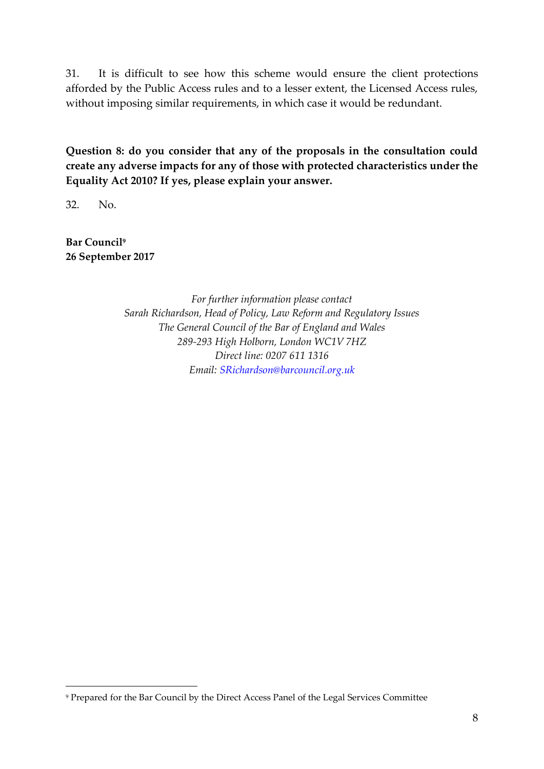31. It is difficult to see how this scheme would ensure the client protections afforded by the Public Access rules and to a lesser extent, the Licensed Access rules, without imposing similar requirements, in which case it would be redundant.

**Question 8: do you consider that any of the proposals in the consultation could create any adverse impacts for any of those with protected characteristics under the Equality Act 2010? If yes, please explain your answer.**

32. No.

**Bar Council**[9]
**26 September 2017**

*For further information please contact*
*Sarah Richardson, Head of Policy, Law Reform and Regulatory Issues*
*The General Council of the Bar of England and Wales*
*289-293 High Holborn, London WC1V 7HZ*
*Direct line: 0207 611 1316*
*Email: SRichardson@barcouncil.org.uk*

[9] Prepared for the Bar Council by the Direct Access Panel of the Legal Services Committee